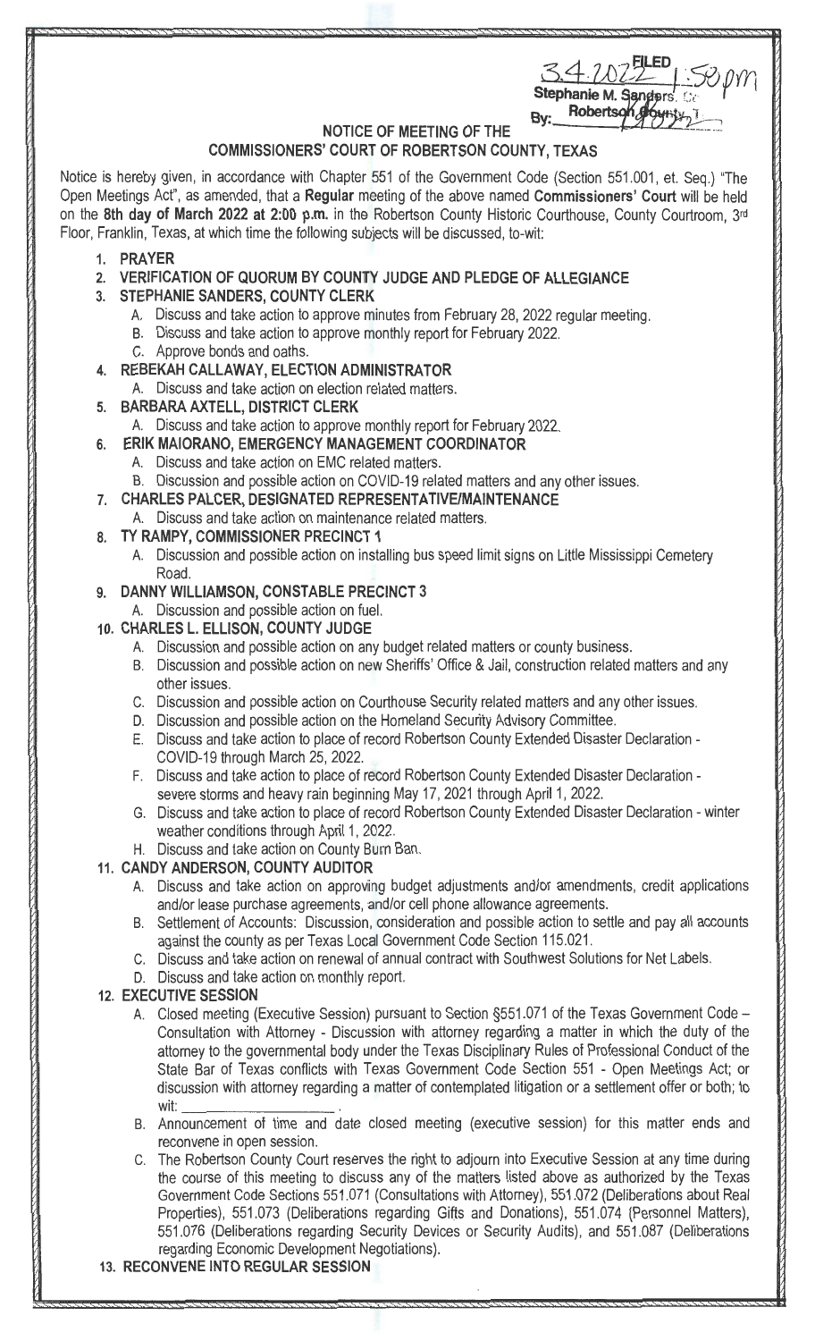FILED
3.4.2022 1:58pm
Stephanie M. Sanders, Co
Robertson County, T
By: 

## NOTICE OF MEETING OF THE
## COMMISSIONERS' COURT OF ROBERTSON COUNTY, TEXAS

Notice is hereby given, in accordance with Chapter 551 of the Government Code (Section 551.001, et. Seq.) "The Open Meetings Act", as amended, that a **Regular** meeting of the above named **Commissioners' Court** will be held on the **8th day of March 2022 at 2:00 p.m.** in the Robertson County Historic Courthouse, County Courtroom, 3rd Floor, Franklin, Texas, at which time the following subjects will be discussed, to-wit:

1. **PRAYER**
2. **VERIFICATION OF QUORUM BY COUNTY JUDGE AND PLEDGE OF ALLEGIANCE**
3. **STEPHANIE SANDERS, COUNTY CLERK**
   - A. Discuss and take action to approve minutes from February 28, 2022 regular meeting.
   - B. Discuss and take action to approve monthly report for February 2022.
   - C. Approve bonds and oaths.
4. **REBEKAH CALLAWAY, ELECTION ADMINISTRATOR**
   - A. Discuss and take action on election related matters.
5. **BARBARA AXTELL, DISTRICT CLERK**
   - A. Discuss and take action to approve monthly report for February 2022.
6. **ERIK MAIORANO, EMERGENCY MANAGEMENT COORDINATOR**
   - A. Discuss and take action on EMC related matters.
   - B. Discussion and possible action on COVID-19 related matters and any other issues.
7. **CHARLES PALCER, DESIGNATED REPRESENTATIVE/MAINTENANCE**
   - A. Discuss and take action on maintenance related matters.
8. **TY RAMPY, COMMISSIONER PRECINCT 1**
   - A. Discussion and possible action on installing bus speed limit signs on Little Mississippi Cemetery Road.
9. **DANNY WILLIAMSON, CONSTABLE PRECINCT 3**
   - A. Discussion and possible action on fuel.
10. **CHARLES L. ELLISON, COUNTY JUDGE**
    - A. Discussion and possible action on any budget related matters or county business.
    - B. Discussion and possible action on new Sheriffs' Office & Jail, construction related matters and any other issues.
    - C. Discussion and possible action on Courthouse Security related matters and any other issues.
    - D. Discussion and possible action on the Homeland Security Advisory Committee.
    - E. Discuss and take action to place of record Robertson County Extended Disaster Declaration - COVID-19 through March 25, 2022.
    - F. Discuss and take action to place of record Robertson County Extended Disaster Declaration - severe storms and heavy rain beginning May 17, 2021 through April 1, 2022.
    - G. Discuss and take action to place of record Robertson County Extended Disaster Declaration - winter weather conditions through April 1, 2022.
    - H. Discuss and take action on County Burn Ban.
11. **CANDY ANDERSON, COUNTY AUDITOR**
    - A. Discuss and take action on approving budget adjustments and/or amendments, credit applications and/or lease purchase agreements, and/or cell phone allowance agreements.
    - B. Settlement of Accounts: Discussion, consideration and possible action to settle and pay all accounts against the county as per Texas Local Government Code Section 115.021.
    - C. Discuss and take action on renewal of annual contract with Southwest Solutions for Net Labels.
    - D. Discuss and take action on monthly report.
12. **EXECUTIVE SESSION**
    - A. Closed meeting (Executive Session) pursuant to Section §551.071 of the Texas Government Code – Consultation with Attorney - Discussion with attorney regarding a matter in which the duty of the attorney to the governmental body under the Texas Disciplinary Rules of Professional Conduct of the State Bar of Texas conflicts with Texas Government Code Section 551 - Open Meetings Act; or discussion with attorney regarding a matter of contemplated litigation or a settlement offer or both; to wit: \_\_\_\_\_\_\_\_\_\_\_\_\_\_\_\_ .
    - B. Announcement of time and date closed meeting (executive session) for this matter ends and reconvene in open session.
    - C. The Robertson County Court reserves the right to adjourn into Executive Session at any time during the course of this meeting to discuss any of the matters listed above as authorized by the Texas Government Code Sections 551.071 (Consultations with Attorney), 551.072 (Deliberations about Real Properties), 551.073 (Deliberations regarding Gifts and Donations), 551.074 (Personnel Matters), 551.076 (Deliberations regarding Security Devices or Security Audits), and 551.087 (Deliberations regarding Economic Development Negotiations).
13. **RECONVENE INTO REGULAR SESSION**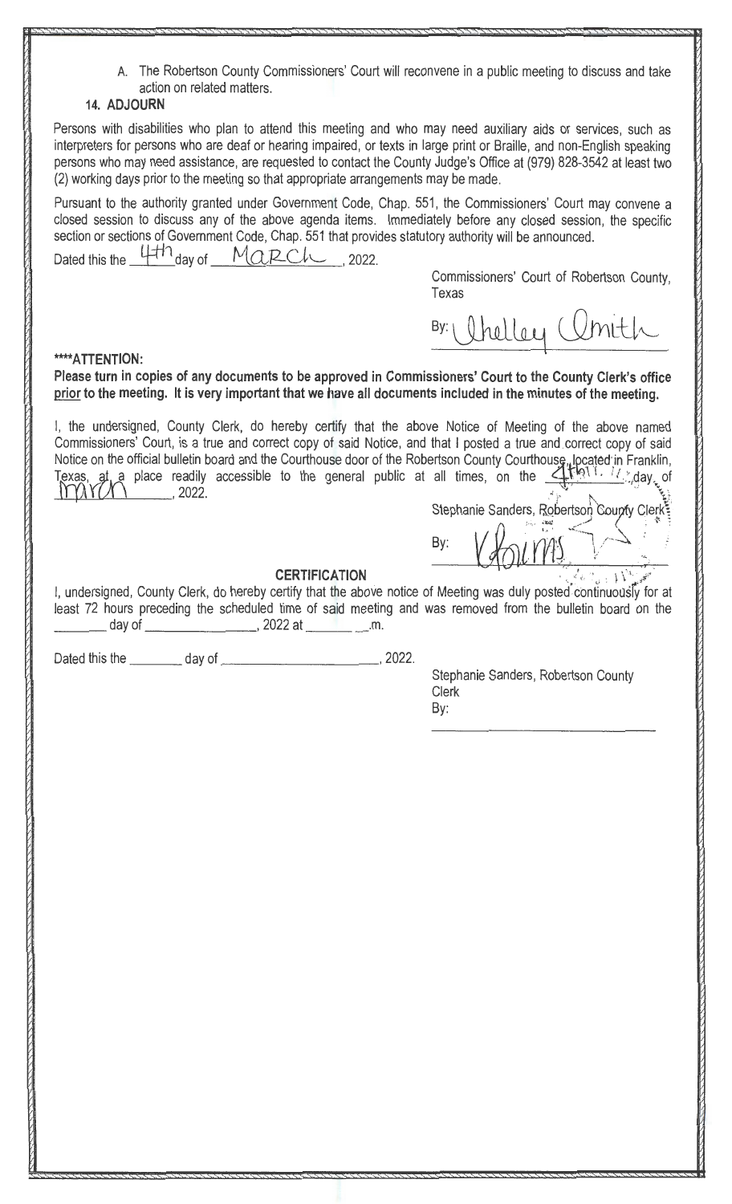A. The Robertson County Commissioners' Court will reconvene in a public meeting to discuss and take action on related matters.

**14. ADJOURN**

Persons with disabilities who plan to attend this meeting and who may need auxiliary aids or services, such as interpreters for persons who are deaf or hearing impaired, or texts in large print or Braille, and non-English speaking persons who may need assistance, are requested to contact the County Judge's Office at (979) 828-3542 at least two (2) working days prior to the meeting so that appropriate arrangements may be made.

Pursuant to the authority granted under Government Code, Chap. 551, the Commissioners' Court may convene a closed session to discuss any of the above agenda items. Immediately before any closed session, the specific section or sections of Government Code, Chap. 551 that provides statutory authority will be announced.

Dated this the 4th day of March, 2022.

Commissioners' Court of Robertson County, Texas

By: Shelley Smith

**\*\*\*\*ATTENTION:**

**Please turn in copies of any documents to be approved in Commissioners' Court to the County Clerk's office prior to the meeting. It is very important that we have all documents included in the minutes of the meeting.**

I, the undersigned, County Clerk, do hereby certify that the above Notice of Meeting of the above named Commissioners' Court, is a true and correct copy of said Notice, and that I posted a true and correct copy of said Notice on the official bulletin board and the Courthouse door of the Robertson County Courthouse, located in Franklin, Texas, at a place readily accessible to the general public at all times, on the 4th day of March, 2022.

Stephanie Sanders, Robertson County Clerk

By: V. Adams

**CERTIFICATION**

I, undersigned, County Clerk, do hereby certify that the above notice of Meeting was duly posted continuously for at least 72 hours preceding the scheduled time of said meeting and was removed from the bulletin board on the \_\_\_\_\_\_ day of \_\_\_\_\_\_\_\_\_\_\_\_, 2022 at \_\_\_\_\_\_ \_\_.m.

Dated this the \_\_\_\_\_\_ day of \_\_\_\_\_\_\_\_\_\_\_\_, 2022.

Stephanie Sanders, Robertson County Clerk

By: